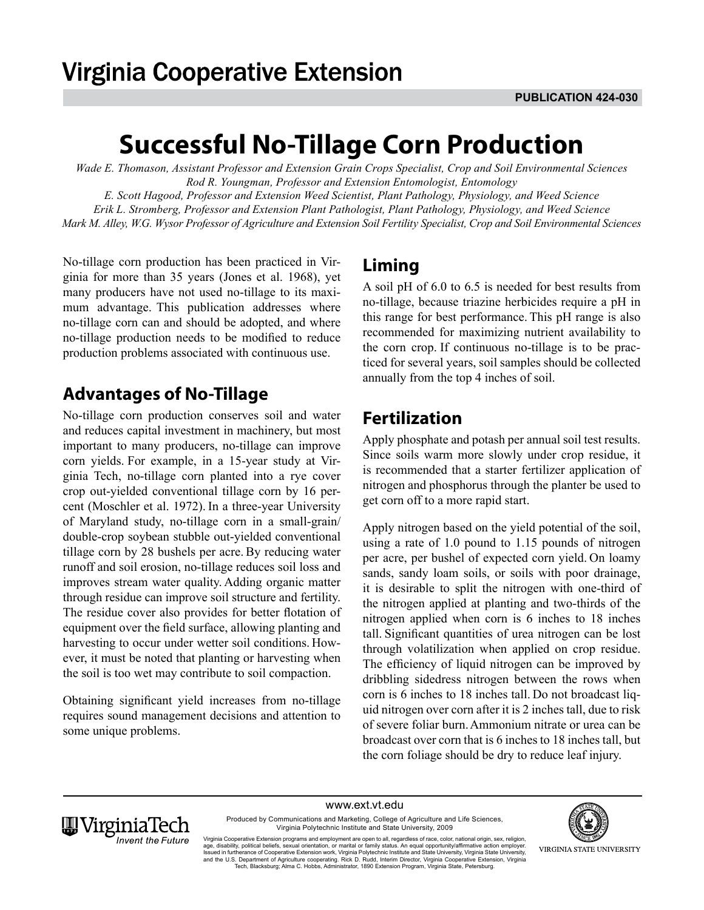# Virginia Cooperative Extension

**PUBLICATION 424-030**

# Successful No-Tillage Corn Production

*Wade E. Thomason, Assistant Professor and Extension Grain Crops Specialist, Crop and Soil Environmental Sciences*
*Rod R. Youngman, Professor and Extension Entomologist, Entomology*
*E. Scott Hagood, Professor and Extension Weed Scientist, Plant Pathology, Physiology, and Weed Science*
*Erik L. Stromberg, Professor and Extension Plant Pathologist, Plant Pathology, Physiology, and Weed Science*
*Mark M. Alley, W.G. Wysor Professor of Agriculture and Extension Soil Fertility Specialist, Crop and Soil Environmental Sciences*

No-tillage corn production has been practiced in Virginia for more than 35 years (Jones et al. 1968), yet many producers have not used no-tillage to its maximum advantage. This publication addresses where no-tillage corn can and should be adopted, and where no-tillage production needs to be modified to reduce production problems associated with continuous use.

## Advantages of No-Tillage

No-tillage corn production conserves soil and water and reduces capital investment in machinery, but most important to many producers, no-tillage can improve corn yields. For example, in a 15-year study at Virginia Tech, no-tillage corn planted into a rye cover crop out-yielded conventional tillage corn by 16 percent (Moschler et al. 1972). In a three-year University of Maryland study, no-tillage corn in a small-grain/double-crop soybean stubble out-yielded conventional tillage corn by 28 bushels per acre. By reducing water runoff and soil erosion, no-tillage reduces soil loss and improves stream water quality. Adding organic matter through residue can improve soil structure and fertility. The residue cover also provides for better flotation of equipment over the field surface, allowing planting and harvesting to occur under wetter soil conditions. However, it must be noted that planting or harvesting when the soil is too wet may contribute to soil compaction.

Obtaining significant yield increases from no-tillage requires sound management decisions and attention to some unique problems.

## Liming

A soil pH of 6.0 to 6.5 is needed for best results from no-tillage, because triazine herbicides require a pH in this range for best performance. This pH range is also recommended for maximizing nutrient availability to the corn crop. If continuous no-tillage is to be practiced for several years, soil samples should be collected annually from the top 4 inches of soil.

## Fertilization

Apply phosphate and potash per annual soil test results. Since soils warm more slowly under crop residue, it is recommended that a starter fertilizer application of nitrogen and phosphorus through the planter be used to get corn off to a more rapid start.

Apply nitrogen based on the yield potential of the soil, using a rate of 1.0 pound to 1.15 pounds of nitrogen per acre, per bushel of expected corn yield. On loamy sands, sandy loam soils, or soils with poor drainage, it is desirable to split the nitrogen with one-third of the nitrogen applied at planting and two-thirds of the nitrogen applied when corn is 6 inches to 18 inches tall. Significant quantities of urea nitrogen can be lost through volatilization when applied on crop residue. The efficiency of liquid nitrogen can be improved by dribbling sidedress nitrogen between the rows when corn is 6 inches to 18 inches tall. Do not broadcast liquid nitrogen over corn after it is 2 inches tall, due to risk of severe foliar burn. Ammonium nitrate or urea can be broadcast over corn that is 6 inches to 18 inches tall, but the corn foliage should be dry to reduce leaf injury.

www.ext.vt.edu

Produced by Communications and Marketing, College of Agriculture and Life Sciences, Virginia Polytechnic Institute and State University, 2009

Virginia Cooperative Extension programs and employment are open to all, regardless of race, color, national origin, sex, religion, age, disability, political beliefs, sexual orientation, or marital or family status. An equal opportunity/affirmative action employer. Issued in furtherance of Cooperative Extension work, Virginia Polytechnic Institute and State University, Virginia State University, and the U.S. Department of Agriculture cooperating. Rick D. Rudd, Interim Director, Virginia Cooperative Extension, Virginia Tech, Blacksburg; Alma C. Hobbs, Administrator, 1890 Extension Program, Virginia State, Petersburg.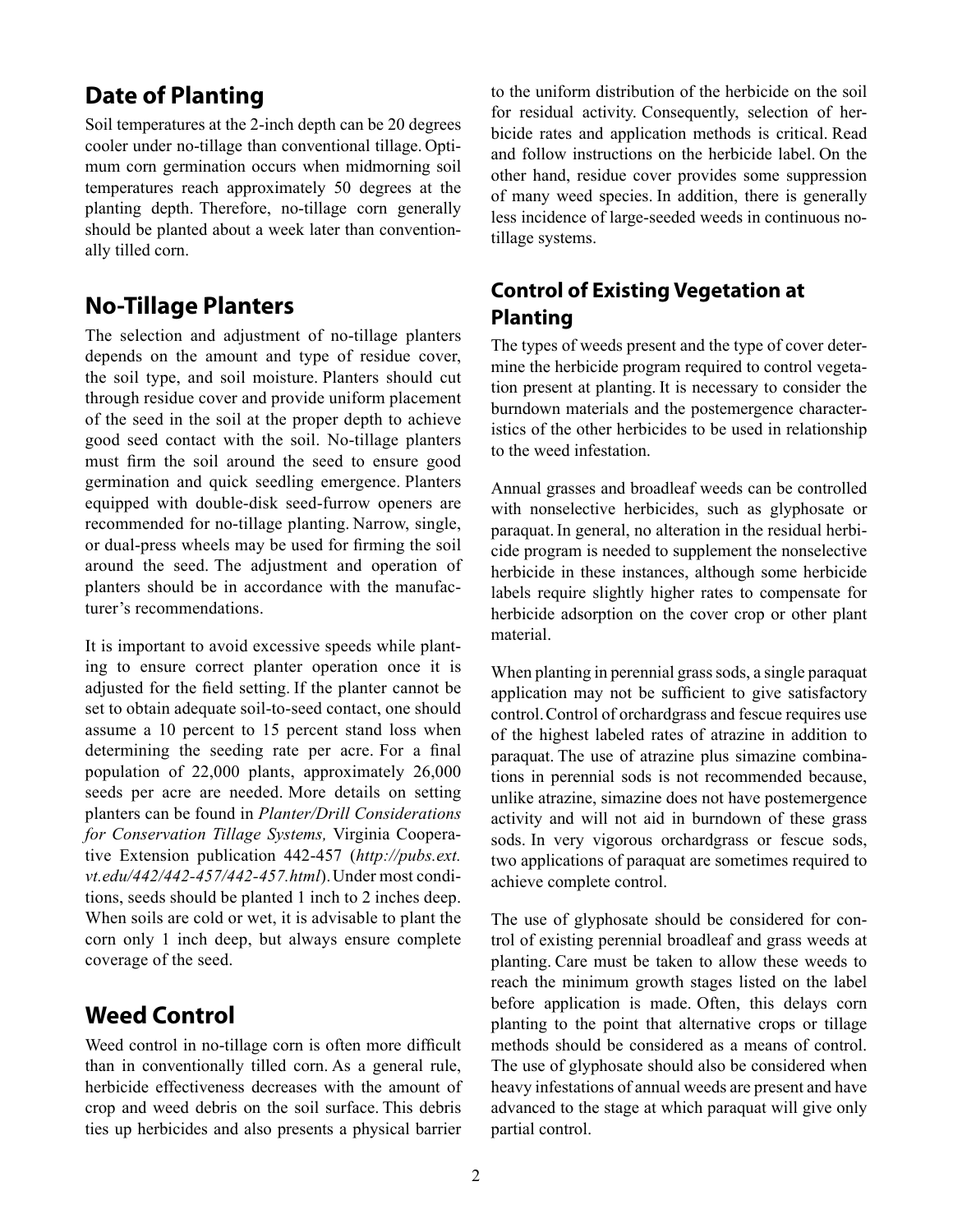## Date of Planting

Soil temperatures at the 2-inch depth can be 20 degrees cooler under no-tillage than conventional tillage. Optimum corn germination occurs when midmorning soil temperatures reach approximately 50 degrees at the planting depth. Therefore, no-tillage corn generally should be planted about a week later than conventionally tilled corn.

## No-Tillage Planters

The selection and adjustment of no-tillage planters depends on the amount and type of residue cover, the soil type, and soil moisture. Planters should cut through residue cover and provide uniform placement of the seed in the soil at the proper depth to achieve good seed contact with the soil. No-tillage planters must firm the soil around the seed to ensure good germination and quick seedling emergence. Planters equipped with double-disk seed-furrow openers are recommended for no-tillage planting. Narrow, single, or dual-press wheels may be used for firming the soil around the seed. The adjustment and operation of planters should be in accordance with the manufacturer's recommendations.

It is important to avoid excessive speeds while planting to ensure correct planter operation once it is adjusted for the field setting. If the planter cannot be set to obtain adequate soil-to-seed contact, one should assume a 10 percent to 15 percent stand loss when determining the seeding rate per acre. For a final population of 22,000 plants, approximately 26,000 seeds per acre are needed. More details on setting planters can be found in *Planter/Drill Considerations for Conservation Tillage Systems,* Virginia Cooperative Extension publication 442-457 (*http://pubs.ext.vt.edu/442/442-457/442-457.html*). Under most conditions, seeds should be planted 1 inch to 2 inches deep. When soils are cold or wet, it is advisable to plant the corn only 1 inch deep, but always ensure complete coverage of the seed.

## Weed Control

Weed control in no-tillage corn is often more difficult than in conventionally tilled corn. As a general rule, herbicide effectiveness decreases with the amount of crop and weed debris on the soil surface. This debris ties up herbicides and also presents a physical barrier to the uniform distribution of the herbicide on the soil for residual activity. Consequently, selection of herbicide rates and application methods is critical. Read and follow instructions on the herbicide label. On the other hand, residue cover provides some suppression of many weed species. In addition, there is generally less incidence of large-seeded weeds in continuous no-tillage systems.

### Control of Existing Vegetation at Planting

The types of weeds present and the type of cover determine the herbicide program required to control vegetation present at planting. It is necessary to consider the burndown materials and the postemergence characteristics of the other herbicides to be used in relationship to the weed infestation.

Annual grasses and broadleaf weeds can be controlled with nonselective herbicides, such as glyphosate or paraquat. In general, no alteration in the residual herbicide program is needed to supplement the nonselective herbicide in these instances, although some herbicide labels require slightly higher rates to compensate for herbicide adsorption on the cover crop or other plant material.

When planting in perennial grass sods, a single paraquat application may not be sufficient to give satisfactory control. Control of orchardgrass and fescue requires use of the highest labeled rates of atrazine in addition to paraquat. The use of atrazine plus simazine combinations in perennial sods is not recommended because, unlike atrazine, simazine does not have postemergence activity and will not aid in burndown of these grass sods. In very vigorous orchardgrass or fescue sods, two applications of paraquat are sometimes required to achieve complete control.

The use of glyphosate should be considered for control of existing perennial broadleaf and grass weeds at planting. Care must be taken to allow these weeds to reach the minimum growth stages listed on the label before application is made. Often, this delays corn planting to the point that alternative crops or tillage methods should be considered as a means of control. The use of glyphosate should also be considered when heavy infestations of annual weeds are present and have advanced to the stage at which paraquat will give only partial control.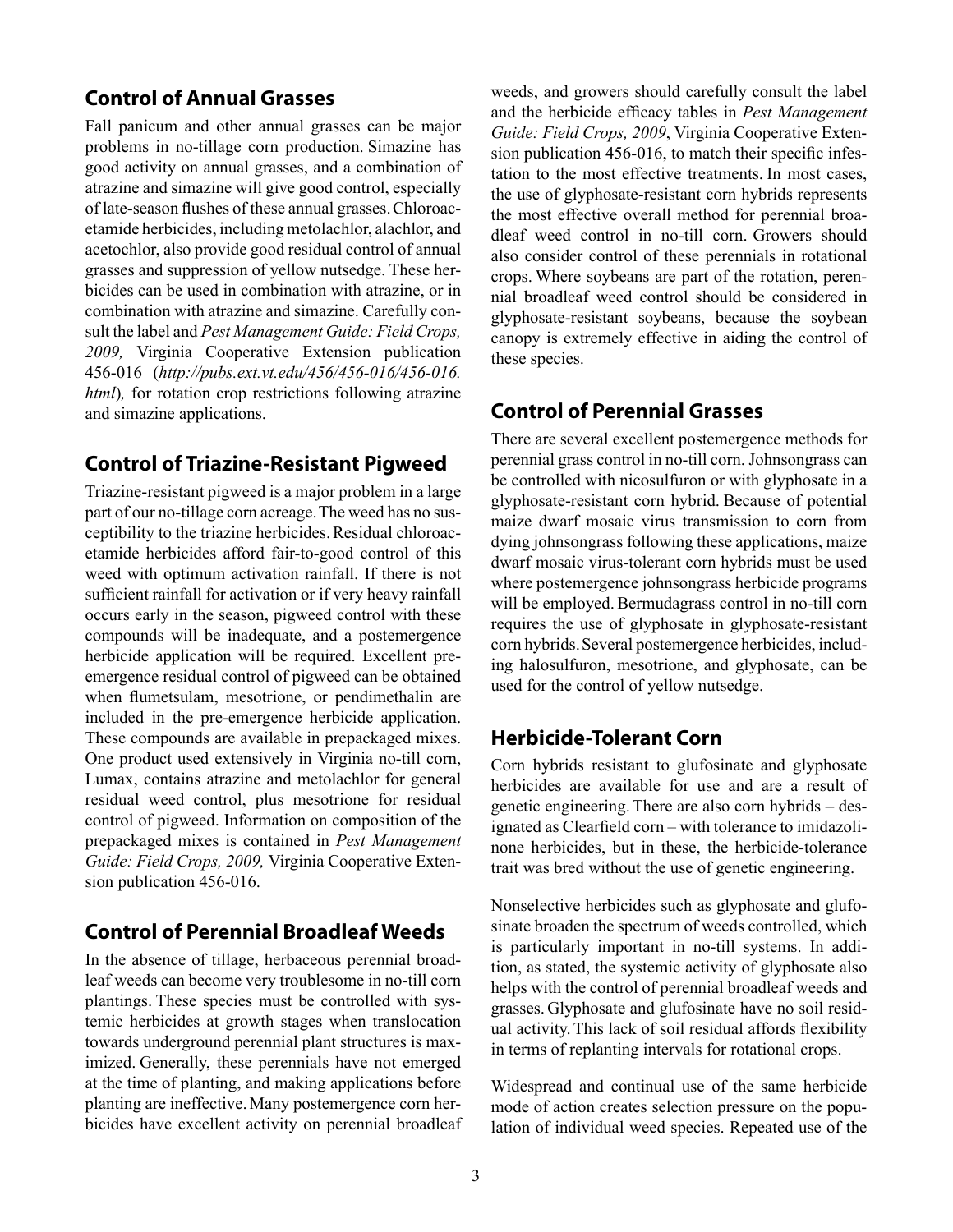## Control of Annual Grasses

Fall panicum and other annual grasses can be major problems in no-tillage corn production. Simazine has good activity on annual grasses, and a combination of atrazine and simazine will give good control, especially of late-season flushes of these annual grasses. Chloroacetamide herbicides, including metolachlor, alachlor, and acetochlor, also provide good residual control of annual grasses and suppression of yellow nutsedge. These herbicides can be used in combination with atrazine, or in combination with atrazine and simazine. Carefully consult the label and *Pest Management Guide: Field Crops, 2009,* Virginia Cooperative Extension publication 456-016 (*http://pubs.ext.vt.edu/456/456-016/456-016.html*), for rotation crop restrictions following atrazine and simazine applications.

## Control of Triazine-Resistant Pigweed

Triazine-resistant pigweed is a major problem in a large part of our no-tillage corn acreage. The weed has no susceptibility to the triazine herbicides. Residual chloroacetamide herbicides afford fair-to-good control of this weed with optimum activation rainfall. If there is not sufficient rainfall for activation or if very heavy rainfall occurs early in the season, pigweed control with these compounds will be inadequate, and a postemergence herbicide application will be required. Excellent preemergence residual control of pigweed can be obtained when flumetsulam, mesotrione, or pendimethalin are included in the pre-emergence herbicide application. These compounds are available in prepackaged mixes. One product used extensively in Virginia no-till corn, Lumax, contains atrazine and metolachlor for general residual weed control, plus mesotrione for residual control of pigweed. Information on composition of the prepackaged mixes is contained in *Pest Management Guide: Field Crops, 2009,* Virginia Cooperative Extension publication 456-016.

## Control of Perennial Broadleaf Weeds

In the absence of tillage, herbaceous perennial broadleaf weeds can become very troublesome in no-till corn plantings. These species must be controlled with systemic herbicides at growth stages when translocation towards underground perennial plant structures is maximized. Generally, these perennials have not emerged at the time of planting, and making applications before planting are ineffective. Many postemergence corn herbicides have excellent activity on perennial broadleaf weeds, and growers should carefully consult the label and the herbicide efficacy tables in *Pest Management Guide: Field Crops, 2009*, Virginia Cooperative Extension publication 456-016, to match their specific infestation to the most effective treatments. In most cases, the use of glyphosate-resistant corn hybrids represents the most effective overall method for perennial broadleaf weed control in no-till corn. Growers should also consider control of these perennials in rotational crops. Where soybeans are part of the rotation, perennial broadleaf weed control should be considered in glyphosate-resistant soybeans, because the soybean canopy is extremely effective in aiding the control of these species.

## Control of Perennial Grasses

There are several excellent postemergence methods for perennial grass control in no-till corn. Johnsongrass can be controlled with nicosulfuron or with glyphosate in a glyphosate-resistant corn hybrid. Because of potential maize dwarf mosaic virus transmission to corn from dying johnsongrass following these applications, maize dwarf mosaic virus-tolerant corn hybrids must be used where postemergence johnsongrass herbicide programs will be employed. Bermudagrass control in no-till corn requires the use of glyphosate in glyphosate-resistant corn hybrids. Several postemergence herbicides, including halosulfuron, mesotrione, and glyphosate, can be used for the control of yellow nutsedge.

## Herbicide-Tolerant Corn

Corn hybrids resistant to glufosinate and glyphosate herbicides are available for use and are a result of genetic engineering. There are also corn hybrids – designated as Clearfield corn – with tolerance to imidazolinone herbicides, but in these, the herbicide-tolerance trait was bred without the use of genetic engineering.

Nonselective herbicides such as glyphosate and glufosinate broaden the spectrum of weeds controlled, which is particularly important in no-till systems. In addition, as stated, the systemic activity of glyphosate also helps with the control of perennial broadleaf weeds and grasses. Glyphosate and glufosinate have no soil residual activity. This lack of soil residual affords flexibility in terms of replanting intervals for rotational crops.

Widespread and continual use of the same herbicide mode of action creates selection pressure on the population of individual weed species. Repeated use of the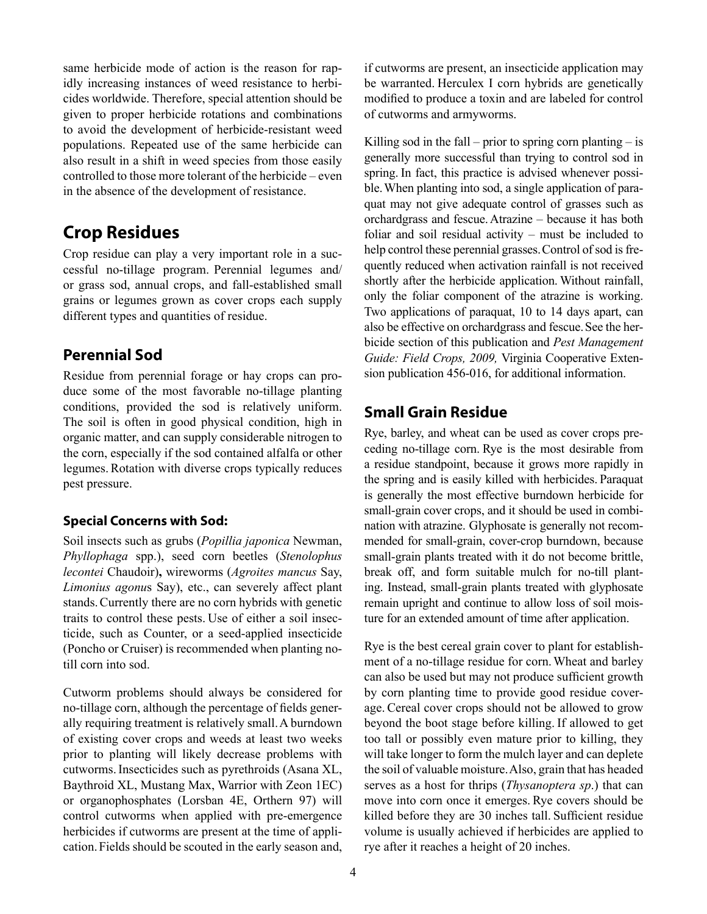same herbicide mode of action is the reason for rapidly increasing instances of weed resistance to herbicides worldwide. Therefore, special attention should be given to proper herbicide rotations and combinations to avoid the development of herbicide-resistant weed populations. Repeated use of the same herbicide can also result in a shift in weed species from those easily controlled to those more tolerant of the herbicide – even in the absence of the development of resistance.

## Crop Residues

Crop residue can play a very important role in a successful no-tillage program. Perennial legumes and/or grass sod, annual crops, and fall-established small grains or legumes grown as cover crops each supply different types and quantities of residue.

### Perennial Sod

Residue from perennial forage or hay crops can produce some of the most favorable no-tillage planting conditions, provided the sod is relatively uniform. The soil is often in good physical condition, high in organic matter, and can supply considerable nitrogen to the corn, especially if the sod contained alfalfa or other legumes. Rotation with diverse crops typically reduces pest pressure.

#### Special Concerns with Sod:

Soil insects such as grubs (*Popillia japonica* Newman, *Phyllophaga* spp.), seed corn beetles (*Stenolophus lecontei* Chaudoir)**,** wireworms (*Agroites mancus* Say, *Limonius agonu*s Say), etc., can severely affect plant stands. Currently there are no corn hybrids with genetic traits to control these pests. Use of either a soil insecticide, such as Counter, or a seed-applied insecticide (Poncho or Cruiser) is recommended when planting no-till corn into sod.

Cutworm problems should always be considered for no-tillage corn, although the percentage of fields generally requiring treatment is relatively small. A burndown of existing cover crops and weeds at least two weeks prior to planting will likely decrease problems with cutworms. Insecticides such as pyrethroids (Asana XL, Baythroid XL, Mustang Max, Warrior with Zeon 1EC) or organophosphates (Lorsban 4E, Orthern 97) will control cutworms when applied with pre-emergence herbicides if cutworms are present at the time of application. Fields should be scouted in the early season and, if cutworms are present, an insecticide application may be warranted. Herculex I corn hybrids are genetically modified to produce a toxin and are labeled for control of cutworms and armyworms.

Killing sod in the fall – prior to spring corn planting – is generally more successful than trying to control sod in spring. In fact, this practice is advised whenever possible. When planting into sod, a single application of paraquat may not give adequate control of grasses such as orchardgrass and fescue. Atrazine – because it has both foliar and soil residual activity – must be included to help control these perennial grasses. Control of sod is frequently reduced when activation rainfall is not received shortly after the herbicide application. Without rainfall, only the foliar component of the atrazine is working. Two applications of paraquat, 10 to 14 days apart, can also be effective on orchardgrass and fescue. See the herbicide section of this publication and *Pest Management Guide: Field Crops, 2009,* Virginia Cooperative Extension publication 456-016, for additional information.

### Small Grain Residue

Rye, barley, and wheat can be used as cover crops preceding no-tillage corn. Rye is the most desirable from a residue standpoint, because it grows more rapidly in the spring and is easily killed with herbicides. Paraquat is generally the most effective burndown herbicide for small-grain cover crops, and it should be used in combination with atrazine. Glyphosate is generally not recommended for small-grain, cover-crop burndown, because small-grain plants treated with it do not become brittle, break off, and form suitable mulch for no-till planting. Instead, small-grain plants treated with glyphosate remain upright and continue to allow loss of soil moisture for an extended amount of time after application.

Rye is the best cereal grain cover to plant for establishment of a no-tillage residue for corn. Wheat and barley can also be used but may not produce sufficient growth by corn planting time to provide good residue coverage. Cereal cover crops should not be allowed to grow beyond the boot stage before killing. If allowed to get too tall or possibly even mature prior to killing, they will take longer to form the mulch layer and can deplete the soil of valuable moisture. Also, grain that has headed serves as a host for thrips (*Thysanoptera sp.*) that can move into corn once it emerges. Rye covers should be killed before they are 30 inches tall. Sufficient residue volume is usually achieved if herbicides are applied to rye after it reaches a height of 20 inches.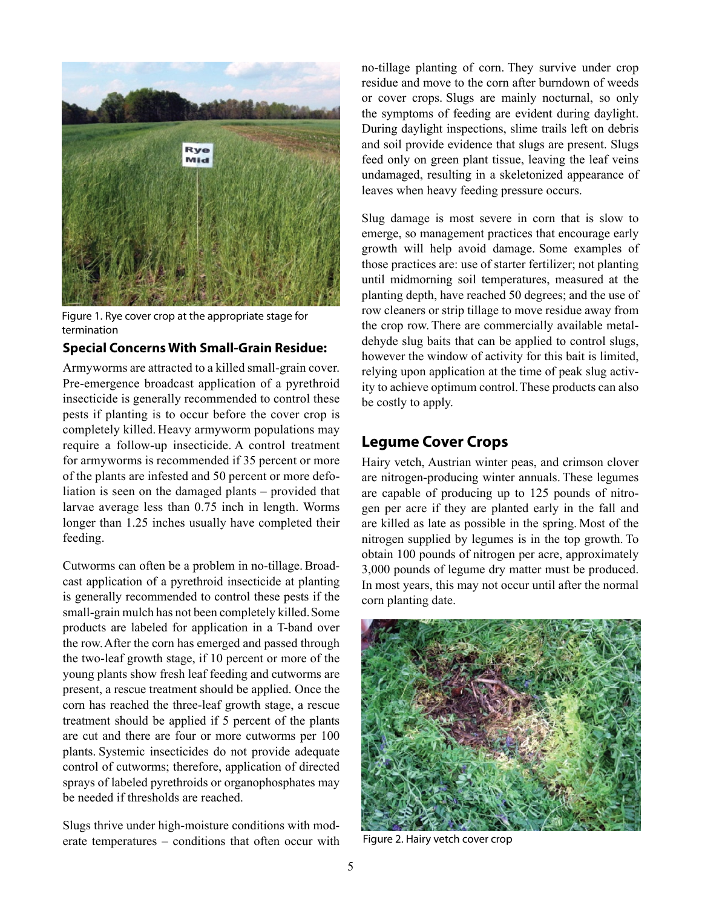Figure 1. Rye cover crop at the appropriate stage for termination

### Special Concerns With Small-Grain Residue:

Armyworms are attracted to a killed small-grain cover. Pre-emergence broadcast application of a pyrethroid insecticide is generally recommended to control these pests if planting is to occur before the cover crop is completely killed. Heavy armyworm populations may require a follow-up insecticide. A control treatment for armyworms is recommended if 35 percent or more of the plants are infested and 50 percent or more defoliation is seen on the damaged plants – provided that larvae average less than 0.75 inch in length. Worms longer than 1.25 inches usually have completed their feeding.

Cutworms can often be a problem in no-tillage. Broadcast application of a pyrethroid insecticide at planting is generally recommended to control these pests if the small-grain mulch has not been completely killed. Some products are labeled for application in a T-band over the row. After the corn has emerged and passed through the two-leaf growth stage, if 10 percent or more of the young plants show fresh leaf feeding and cutworms are present, a rescue treatment should be applied. Once the corn has reached the three-leaf growth stage, a rescue treatment should be applied if 5 percent of the plants are cut and there are four or more cutworms per 100 plants. Systemic insecticides do not provide adequate control of cutworms; therefore, application of directed sprays of labeled pyrethroids or organophosphates may be needed if thresholds are reached.

Slugs thrive under high-moisture conditions with moderate temperatures – conditions that often occur with no-tillage planting of corn. They survive under crop residue and move to the corn after burndown of weeds or cover crops. Slugs are mainly nocturnal, so only the symptoms of feeding are evident during daylight. During daylight inspections, slime trails left on debris and soil provide evidence that slugs are present. Slugs feed only on green plant tissue, leaving the leaf veins undamaged, resulting in a skeletonized appearance of leaves when heavy feeding pressure occurs.

Slug damage is most severe in corn that is slow to emerge, so management practices that encourage early growth will help avoid damage. Some examples of those practices are: use of starter fertilizer; not planting until midmorning soil temperatures, measured at the planting depth, have reached 50 degrees; and the use of row cleaners or strip tillage to move residue away from the crop row. There are commercially available metaldehyde slug baits that can be applied to control slugs, however the window of activity for this bait is limited, relying upon application at the time of peak slug activity to achieve optimum control. These products can also be costly to apply.

## Legume Cover Crops

Hairy vetch, Austrian winter peas, and crimson clover are nitrogen-producing winter annuals. These legumes are capable of producing up to 125 pounds of nitrogen per acre if they are planted early in the fall and are killed as late as possible in the spring. Most of the nitrogen supplied by legumes is in the top growth. To obtain 100 pounds of nitrogen per acre, approximately 3,000 pounds of legume dry matter must be produced. In most years, this may not occur until after the normal corn planting date.

Figure 2. Hairy vetch cover crop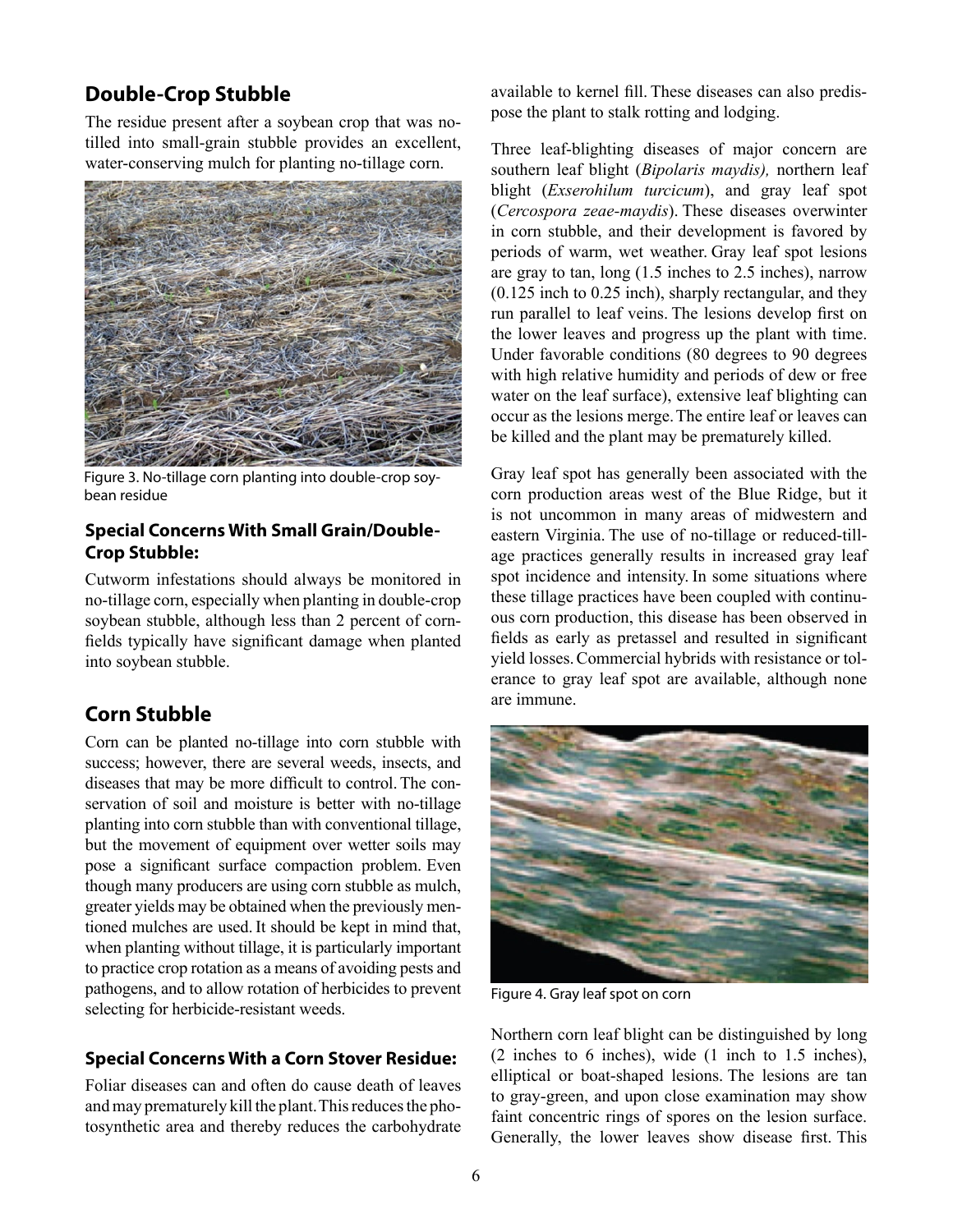## Double-Crop Stubble

The residue present after a soybean crop that was no-tilled into small-grain stubble provides an excellent, water-conserving mulch for planting no-tillage corn.

Figure 3. No-tillage corn planting into double-crop soybean residue

### Special Concerns With Small Grain/Double-Crop Stubble:

Cutworm infestations should always be monitored in no-tillage corn, especially when planting in double-crop soybean stubble, although less than 2 percent of cornfields typically have significant damage when planted into soybean stubble.

## Corn Stubble

Corn can be planted no-tillage into corn stubble with success; however, there are several weeds, insects, and diseases that may be more difficult to control. The conservation of soil and moisture is better with no-tillage planting into corn stubble than with conventional tillage, but the movement of equipment over wetter soils may pose a significant surface compaction problem. Even though many producers are using corn stubble as mulch, greater yields may be obtained when the previously mentioned mulches are used. It should be kept in mind that, when planting without tillage, it is particularly important to practice crop rotation as a means of avoiding pests and pathogens, and to allow rotation of herbicides to prevent selecting for herbicide-resistant weeds.

### Special Concerns With a Corn Stover Residue:

Foliar diseases can and often do cause death of leaves and may prematurely kill the plant. This reduces the photosynthetic area and thereby reduces the carbohydrate available to kernel fill. These diseases can also predispose the plant to stalk rotting and lodging.

Three leaf-blighting diseases of major concern are southern leaf blight (*Bipolaris maydis),* northern leaf blight (*Exserohilum turcicum*), and gray leaf spot (*Cercospora zeae-maydis*). These diseases overwinter in corn stubble, and their development is favored by periods of warm, wet weather. Gray leaf spot lesions are gray to tan, long (1.5 inches to 2.5 inches), narrow (0.125 inch to 0.25 inch), sharply rectangular, and they run parallel to leaf veins. The lesions develop first on the lower leaves and progress up the plant with time. Under favorable conditions (80 degrees to 90 degrees with high relative humidity and periods of dew or free water on the leaf surface), extensive leaf blighting can occur as the lesions merge. The entire leaf or leaves can be killed and the plant may be prematurely killed.

Gray leaf spot has generally been associated with the corn production areas west of the Blue Ridge, but it is not uncommon in many areas of midwestern and eastern Virginia. The use of no-tillage or reduced-tillage practices generally results in increased gray leaf spot incidence and intensity. In some situations where these tillage practices have been coupled with continuous corn production, this disease has been observed in fields as early as pretassel and resulted in significant yield losses. Commercial hybrids with resistance or tolerance to gray leaf spot are available, although none are immune.

Figure 4. Gray leaf spot on corn

Northern corn leaf blight can be distinguished by long (2 inches to 6 inches), wide (1 inch to 1.5 inches), elliptical or boat-shaped lesions. The lesions are tan to gray-green, and upon close examination may show faint concentric rings of spores on the lesion surface. Generally, the lower leaves show disease first. This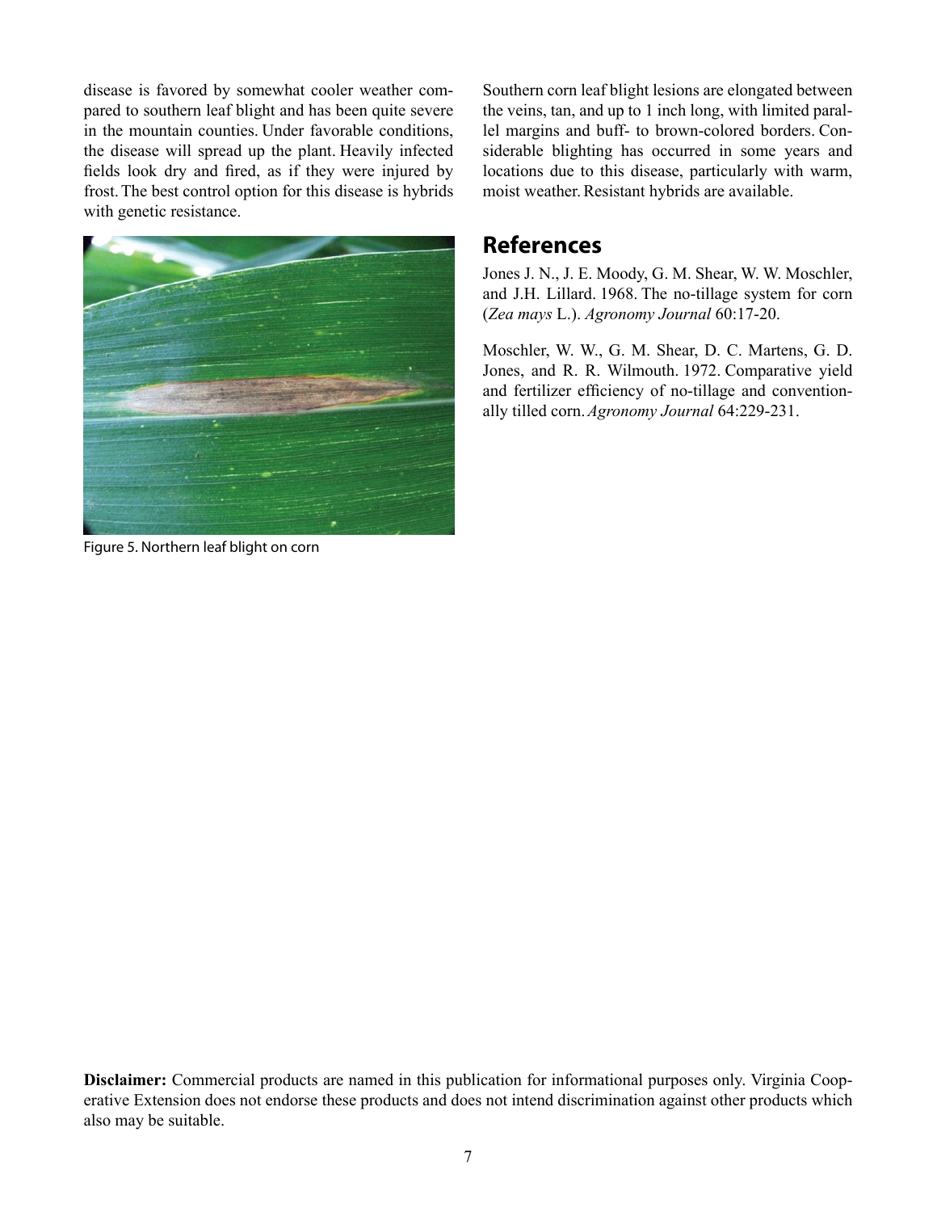disease is favored by somewhat cooler weather compared to southern leaf blight and has been quite severe in the mountain counties. Under favorable conditions, the disease will spread up the plant. Heavily infected fields look dry and fired, as if they were injured by frost. The best control option for this disease is hybrids with genetic resistance.

Figure 5. Northern leaf blight on corn

Southern corn leaf blight lesions are elongated between the veins, tan, and up to 1 inch long, with limited parallel margins and buff- to brown-colored borders. Considerable blighting has occurred in some years and locations due to this disease, particularly with warm, moist weather. Resistant hybrids are available.

## References

Jones J. N., J. E. Moody, G. M. Shear, W. W. Moschler, and J.H. Lillard. 1968. The no-tillage system for corn (*Zea mays* L.). *Agronomy Journal* 60:17-20.

Moschler, W. W., G. M. Shear, D. C. Martens, G. D. Jones, and R. R. Wilmouth. 1972. Comparative yield and fertilizer efficiency of no-tillage and conventionally tilled corn. *Agronomy Journal* 64:229-231.

**Disclaimer:** Commercial products are named in this publication for informational purposes only. Virginia Cooperative Extension does not endorse these products and does not intend discrimination against other products which also may be suitable.